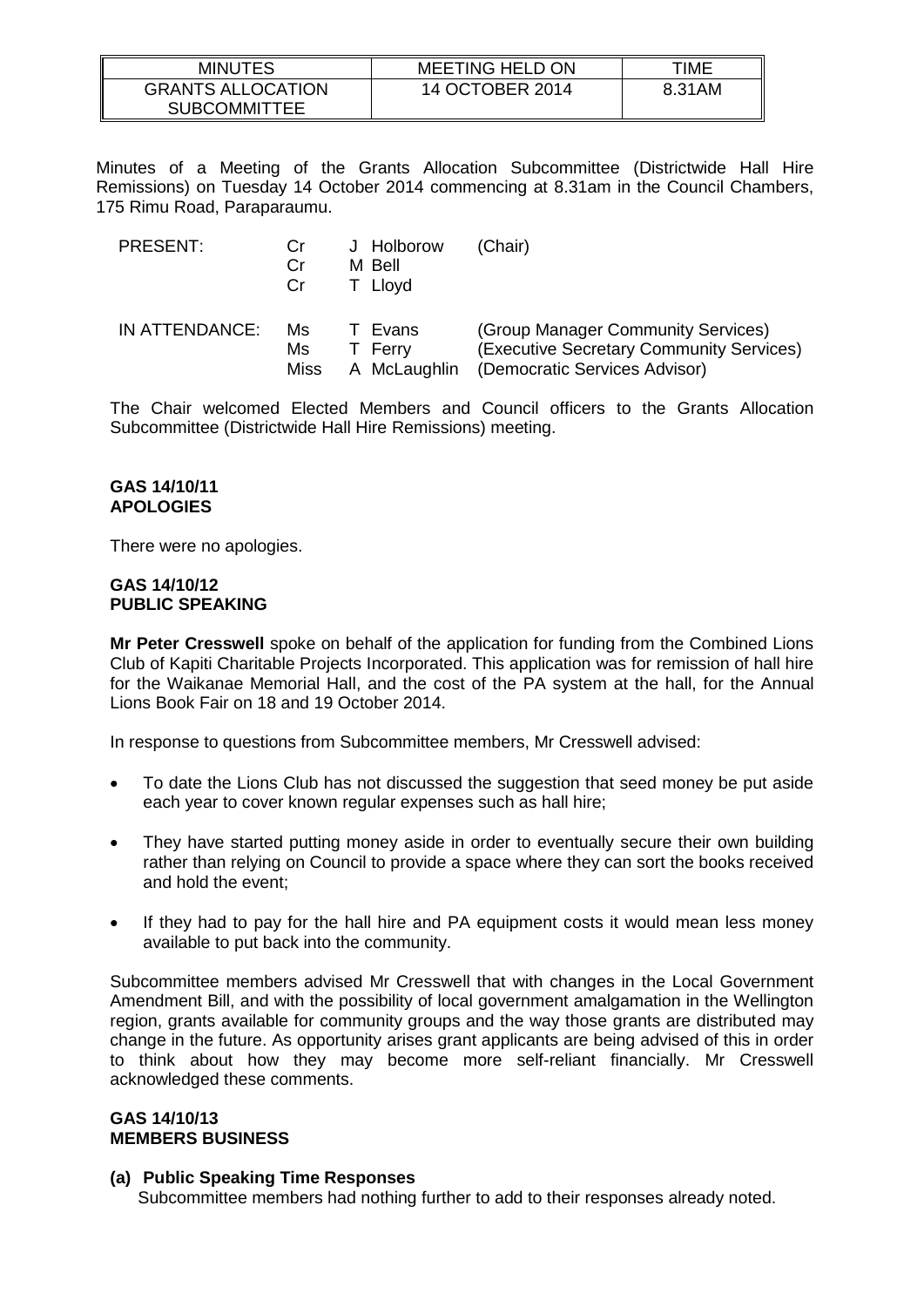| MINUTES | MEETING HELD ON | TIME |
|---|---|---|
| GRANTS ALLOCATION SUBCOMMITTEE | 14 OCTOBER 2014 | 8.31AM |

Minutes of a Meeting of the Grants Allocation Subcommittee (Districtwide Hall Hire Remissions) on Tuesday 14 October 2014 commencing at 8.31am in the Council Chambers, 175 Rimu Road, Paraparaumu.

| | | | |
|---|---|---|---|
| PRESENT: | Cr | J Holborow | (Chair) |
| | Cr | M Bell | |
| | Cr | T Lloyd | |
| IN ATTENDANCE: | Ms | T Evans | (Group Manager Community Services) |
| | Ms | T Ferry | (Executive Secretary Community Services) |
| | Miss | A McLaughlin | (Democratic Services Advisor) |

The Chair welcomed Elected Members and Council officers to the Grants Allocation Subcommittee (Districtwide Hall Hire Remissions) meeting.

**GAS 14/10/11**
**APOLOGIES**

There were no apologies.

**GAS 14/10/12**
**PUBLIC SPEAKING**

**Mr Peter Cresswell** spoke on behalf of the application for funding from the Combined Lions Club of Kapiti Charitable Projects Incorporated. This application was for remission of hall hire for the Waikanae Memorial Hall, and the cost of the PA system at the hall, for the Annual Lions Book Fair on 18 and 19 October 2014.

In response to questions from Subcommittee members, Mr Cresswell advised:

- To date the Lions Club has not discussed the suggestion that seed money be put aside each year to cover known regular expenses such as hall hire;
- They have started putting money aside in order to eventually secure their own building rather than relying on Council to provide a space where they can sort the books received and hold the event;
- If they had to pay for the hall hire and PA equipment costs it would mean less money available to put back into the community.

Subcommittee members advised Mr Cresswell that with changes in the Local Government Amendment Bill, and with the possibility of local government amalgamation in the Wellington region, grants available for community groups and the way those grants are distributed may change in the future. As opportunity arises grant applicants are being advised of this in order to think about how they may become more self-reliant financially. Mr Cresswell acknowledged these comments.

**GAS 14/10/13**
**MEMBERS BUSINESS**

**(a) Public Speaking Time Responses**

Subcommittee members had nothing further to add to their responses already noted.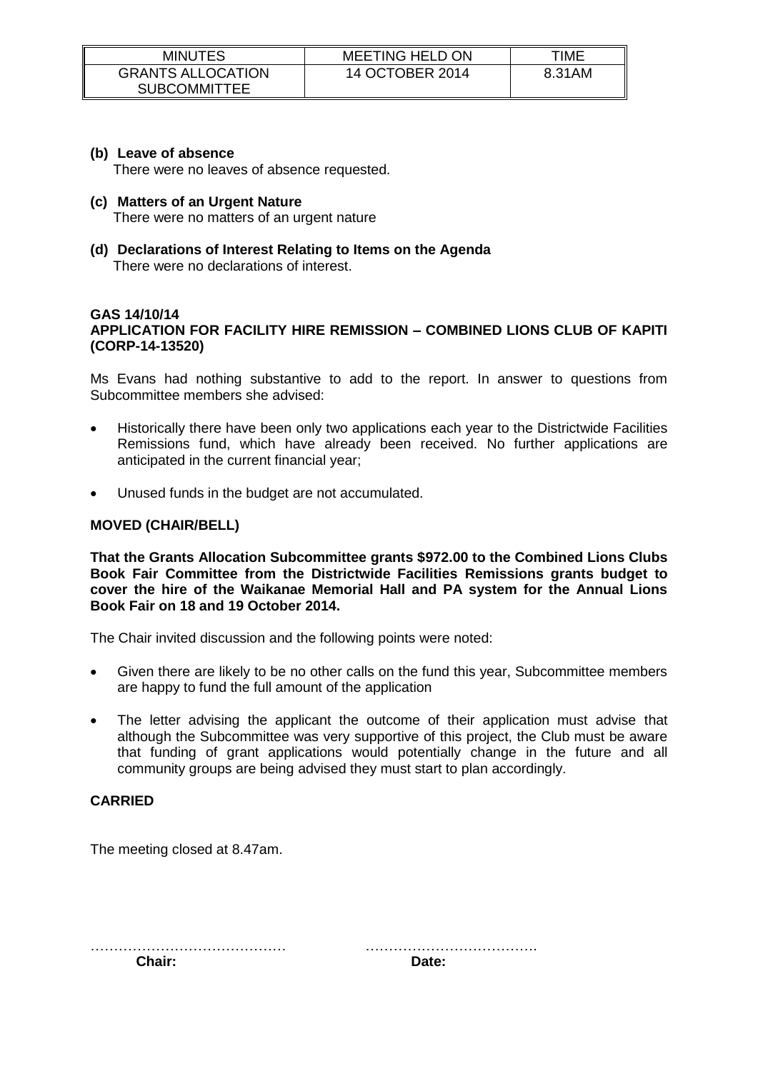| MINUTES | MEETING HELD ON | TIME |
| --- | --- | --- |
| GRANTS ALLOCATION SUBCOMMITTEE | 14 OCTOBER 2014 | 8.31AM |

**(b) Leave of absence**

There were no leaves of absence requested.

**(c) Matters of an Urgent Nature**

There were no matters of an urgent nature

**(d) Declarations of Interest Relating to Items on the Agenda**

There were no declarations of interest.

**GAS 14/10/14**
**APPLICATION FOR FACILITY HIRE REMISSION – COMBINED LIONS CLUB OF KAPITI (CORP-14-13520)**

Ms Evans had nothing substantive to add to the report. In answer to questions from Subcommittee members she advised:

- Historically there have been only two applications each year to the Districtwide Facilities Remissions fund, which have already been received. No further applications are anticipated in the current financial year;
- Unused funds in the budget are not accumulated.

**MOVED (CHAIR/BELL)**

**That the Grants Allocation Subcommittee grants $972.00 to the Combined Lions Clubs Book Fair Committee from the Districtwide Facilities Remissions grants budget to cover the hire of the Waikanae Memorial Hall and PA system for the Annual Lions Book Fair on 18 and 19 October 2014.**

The Chair invited discussion and the following points were noted:

- Given there are likely to be no other calls on the fund this year, Subcommittee members are happy to fund the full amount of the application
- The letter advising the applicant the outcome of their application must advise that although the Subcommittee was very supportive of this project, the Club must be aware that funding of grant applications would potentially change in the future and all community groups are being advised they must start to plan accordingly.

**CARRIED**

The meeting closed at 8.47am.

…………………………………… ……………………………….

**Chair:** **Date:**